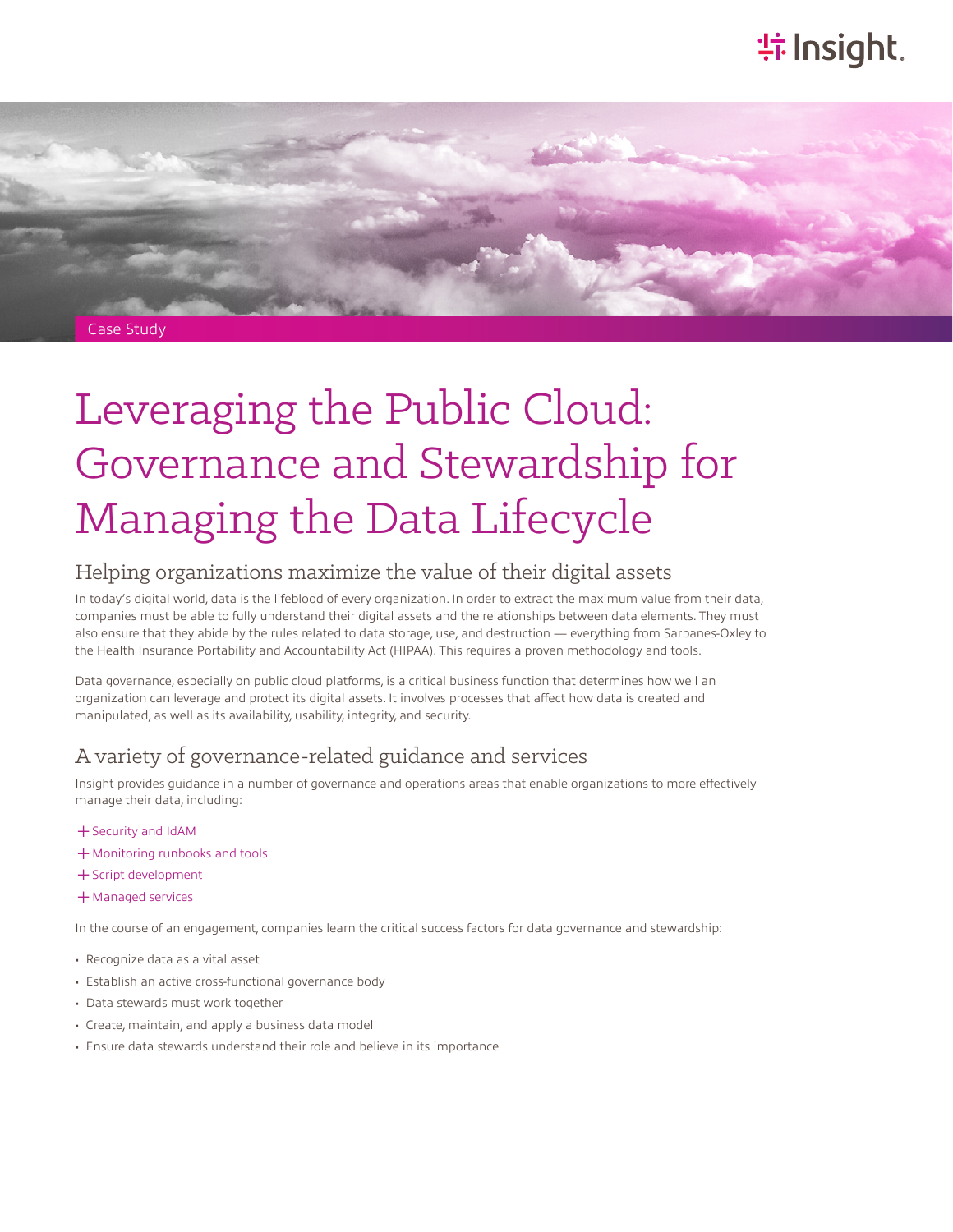Case Study

# Leveraging the Public Cloud: Governance and Stewardship for Managing the Data Lifecycle

## Helping organizations maximize the value of their digital assets

In today's digital world, data is the lifeblood of every organization. In order to extract the maximum value from their data, companies must be able to fully understand their digital assets and the relationships between data elements. They must also ensure that they abide by the rules related to data storage, use, and destruction — everything from Sarbanes-Oxley to the Health Insurance Portability and Accountability Act (HIPAA). This requires a proven methodology and tools.

Data governance, especially on public cloud platforms, is a critical business function that determines how well an organization can leverage and protect its digital assets. It involves processes that affect how data is created and manipulated, as well as its availability, usability, integrity, and security.

## A variety of governance-related guidance and services

Insight provides guidance in a number of governance and operations areas that enable organizations to more effectively manage their data, including:

- Security and IdAM
- Monitoring runbooks and tools
- Script development
- Managed services

In the course of an engagement, companies learn the critical success factors for data governance and stewardship:

- Recognize data as a vital asset
- Establish an active cross-functional governance body
- Data stewards must work together
- Create, maintain, and apply a business data model
- Ensure data stewards understand their role and believe in its importance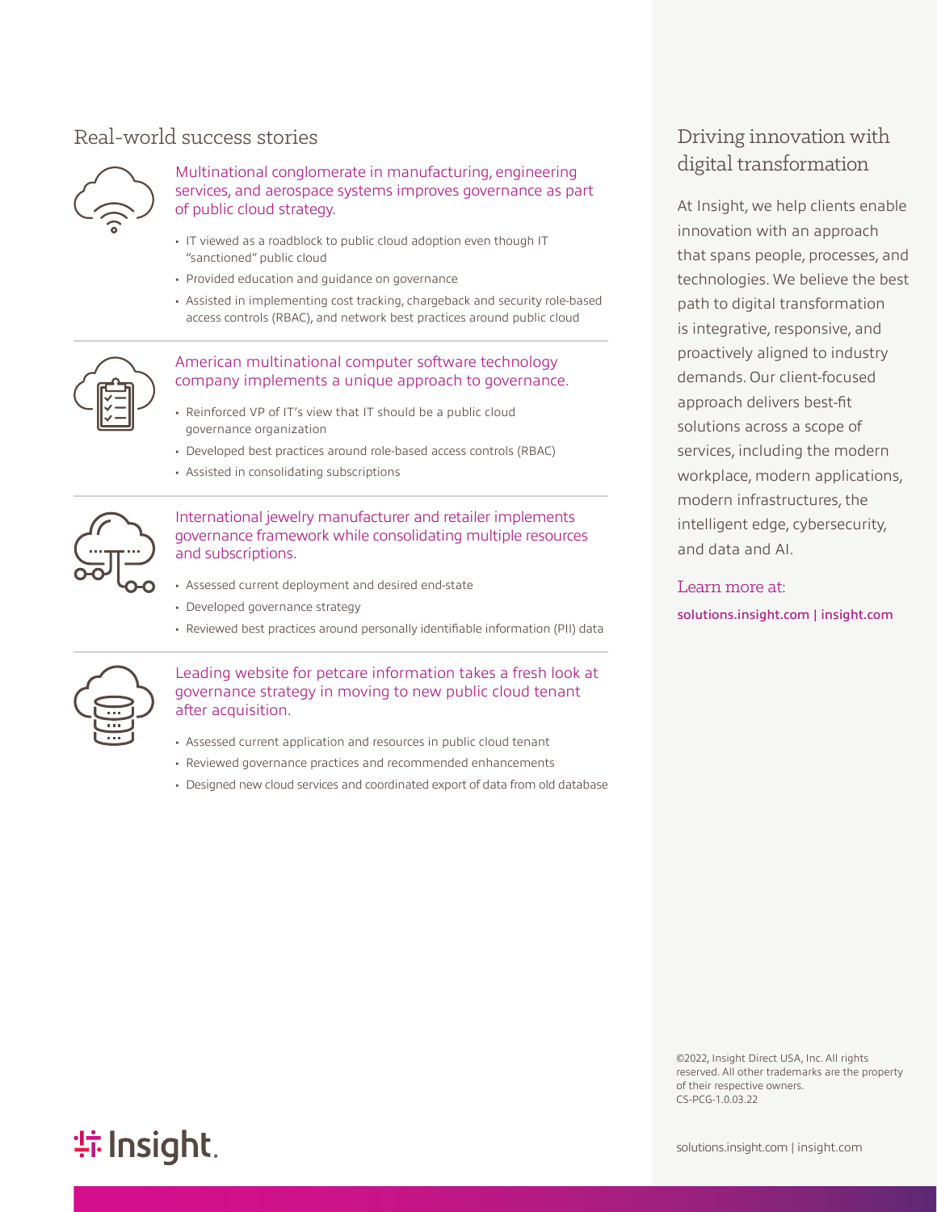## Real-world success stories

### Multinational conglomerate in manufacturing, engineering services, and aerospace systems improves governance as part of public cloud strategy.

- IT viewed as a roadblock to public cloud adoption even though IT "sanctioned" public cloud
- Provided education and guidance on governance
- Assisted in implementing cost tracking, chargeback and security role-based access controls (RBAC), and network best practices around public cloud

### American multinational computer software technology company implements a unique approach to governance.

- Reinforced VP of IT's view that IT should be a public cloud governance organization
- Developed best practices around role-based access controls (RBAC)
- Assisted in consolidating subscriptions

### International jewelry manufacturer and retailer implements governance framework while consolidating multiple resources and subscriptions.

- Assessed current deployment and desired end-state
- Developed governance strategy
- Reviewed best practices around personally identifiable information (PII) data

### Leading website for petcare information takes a fresh look at governance strategy in moving to new public cloud tenant after acquisition.

- Assessed current application and resources in public cloud tenant
- Reviewed governance practices and recommended enhancements
- Designed new cloud services and coordinated export of data from old database

## Driving innovation with digital transformation

At Insight, we help clients enable innovation with an approach that spans people, processes, and technologies. We believe the best path to digital transformation is integrative, responsive, and proactively aligned to industry demands. Our client-focused approach delivers best-fit solutions across a scope of services, including the modern workplace, modern applications, modern infrastructures, the intelligent edge, cybersecurity, and data and AI.

### Learn more at:

solutions.insight.com | insight.com

©2022, Insight Direct USA, Inc. All rights reserved. All other trademarks are the property of their respective owners.
CS-PCG-1.0.03.22

Insight.

solutions.insight.com | insight.com